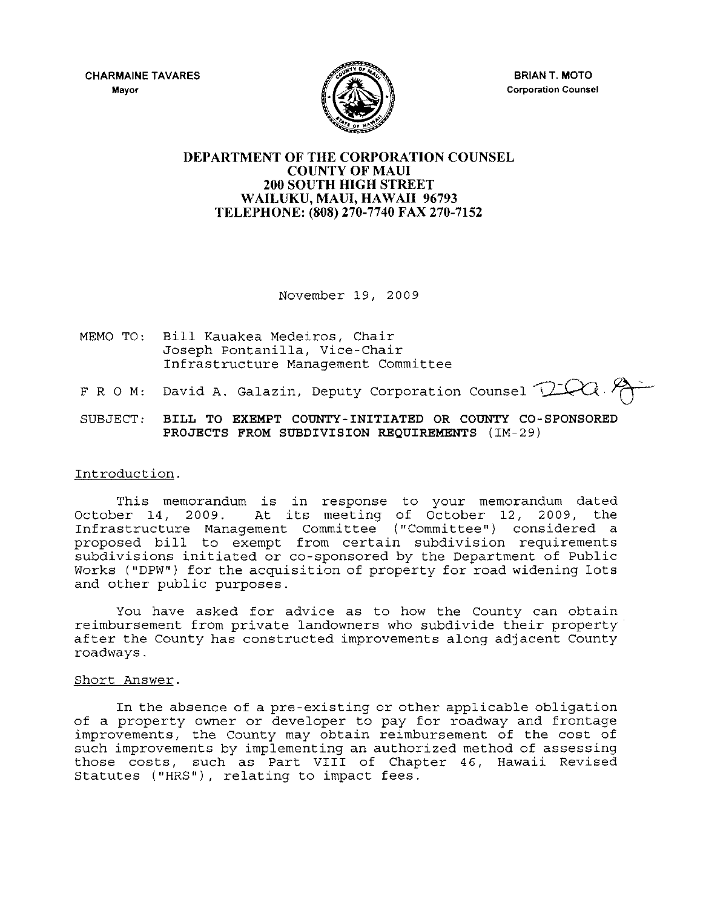CHARMAINE TAVARES
Mayor

BRIAN T. MOTO
Corporation Counsel

**DEPARTMENT OF THE CORPORATION COUNSEL**
**COUNTY OF MAUI**
**200 SOUTH HIGH STREET**
**WAILUKU, MAUI, HAWAII 96793**
**TELEPHONE: (808) 270-7740 FAX 270-7152**

November 19, 2009

MEMO TO: Bill Kauakea Medeiros, Chair
Joseph Pontanilla, Vice-Chair
Infrastructure Management Committee

F R O M: David A. Galazin, Deputy Corporation Counsel

SUBJECT: **BILL TO EXEMPT COUNTY-INITIATED OR COUNTY CO-SPONSORED PROJECTS FROM SUBDIVISION REQUIREMENTS** (IM-29)

Introduction.

This memorandum is in response to your memorandum dated October 14, 2009. At its meeting of October 12, 2009, the Infrastructure Management Committee ("Committee") considered a proposed bill to exempt from certain subdivision requirements subdivisions initiated or co-sponsored by the Department of Public Works ("DPW") for the acquisition of property for road widening lots and other public purposes.

You have asked for advice as to how the County can obtain reimbursement from private landowners who subdivide their property after the County has constructed improvements along adjacent County roadways.

Short Answer.

In the absence of a pre-existing or other applicable obligation of a property owner or developer to pay for roadway and frontage improvements, the County may obtain reimbursement of the cost of such improvements by implementing an authorized method of assessing those costs, such as Part VIII of Chapter 46, Hawaii Revised Statutes ("HRS"), relating to impact fees.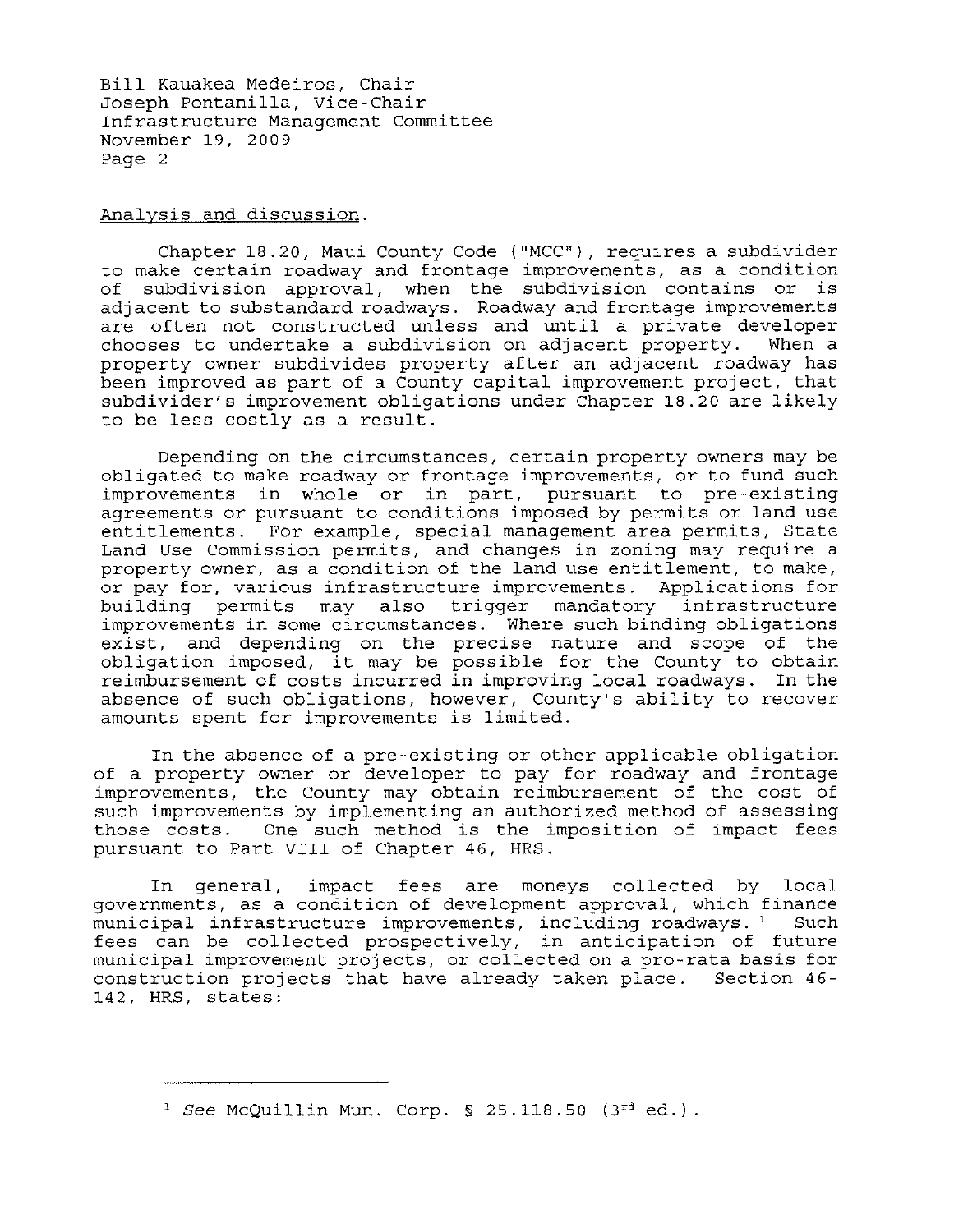Analysis and discussion.

Chapter 18.20, Maui County Code ("MCC"), requires a subdivider to make certain roadway and frontage improvements, as a condition of subdivision approval, when the subdivision contains or is adjacent to substandard roadways. Roadway and frontage improvements are often not constructed unless and until a private developer chooses to undertake a subdivision on adjacent property. When a property owner subdivides property after an adjacent roadway has been improved as part of a County capital improvement project, that subdivider's improvement obligations under Chapter 18.20 are likely to be less costly as a result.

Depending on the circumstances, certain property owners may be obligated to make roadway or frontage improvements, or to fund such improvements in whole or in part, pursuant to pre-existing agreements or pursuant to conditions imposed by permits or land use entitlements. For example, special management area permits, State Land Use Commission permits, and changes in zoning may require a property owner, as a condition of the land use entitlement, to make, or pay for, various infrastructure improvements. Applications for building permits may also trigger mandatory infrastructure improvements in some circumstances. Where such binding obligations exist, and depending on the precise nature and scope of the obligation imposed, it may be possible for the County to obtain reimbursement of costs incurred in improving local roadways. In the absence of such obligations, however, County's ability to recover amounts spent for improvements is limited.

In the absence of a pre-existing or other applicable obligation of a property owner or developer to pay for roadway and frontage improvements, the County may obtain reimbursement of the cost of such improvements by implementing an authorized method of assessing those costs. One such method is the imposition of impact fees pursuant to Part VIII of Chapter 46, HRS.

In general, impact fees are moneys collected by local governments, as a condition of development approval, which finance municipal infrastructure improvements, including roadways.[1] Such fees can be collected prospectively, in anticipation of future municipal improvement projects, or collected on a pro-rata basis for construction projects that have already taken place. Section 46-142, HRS, states:

---

[1] *See* McQuillin Mun. Corp. § 25.118.50 (3rd ed.).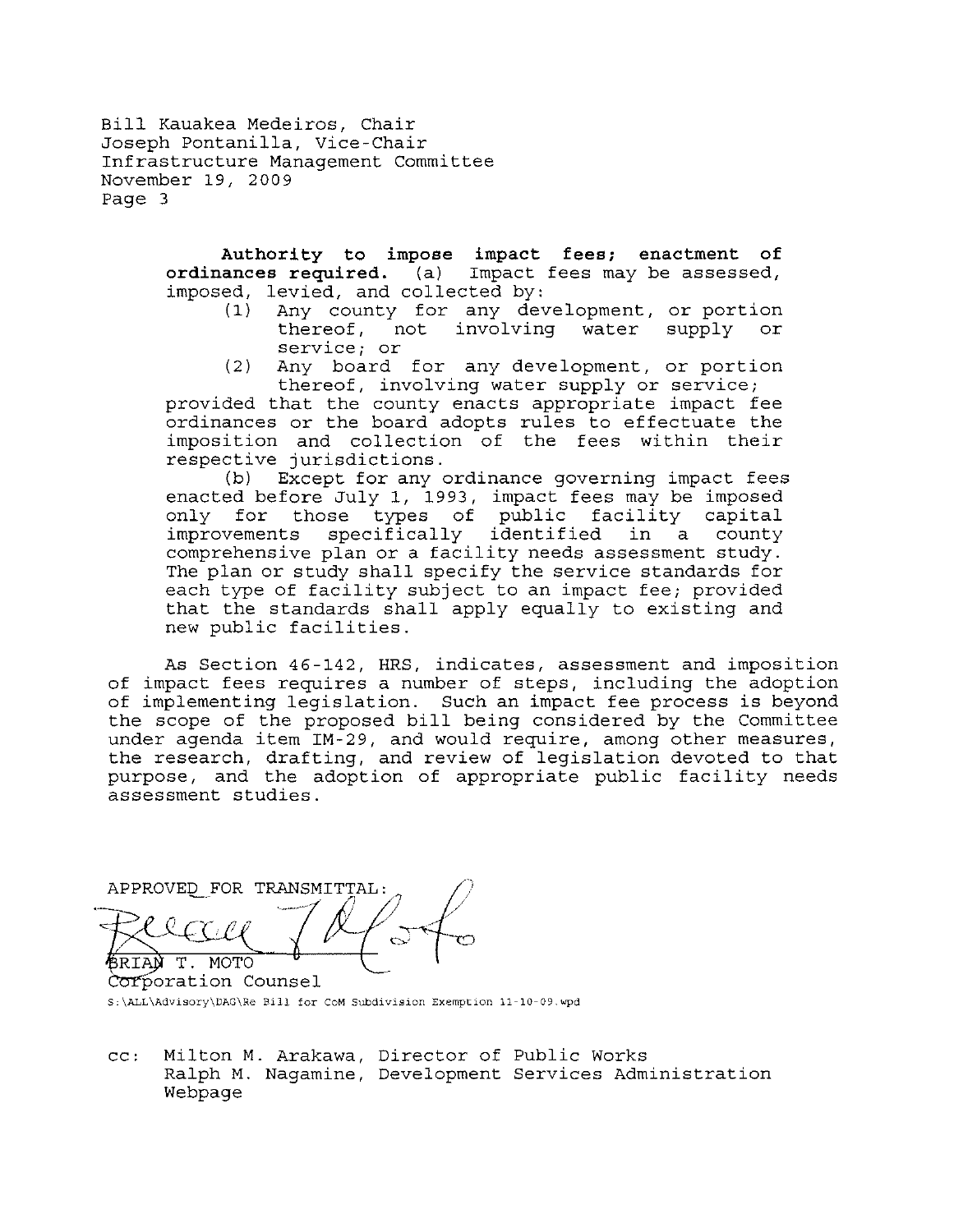**Authority to impose impact fees; enactment of ordinances required.** (a) Impact fees may be assessed, imposed, levied, and collected by:

(1) Any county for any development, or portion thereof, not involving water supply or service; or

(2) Any board for any development, or portion thereof, involving water supply or service;

provided that the county enacts appropriate impact fee ordinances or the board adopts rules to effectuate the imposition and collection of the fees within their respective jurisdictions.

(b) Except for any ordinance governing impact fees enacted before July 1, 1993, impact fees may be imposed only for those types of public facility capital improvements specifically identified in a county comprehensive plan or a facility needs assessment study. The plan or study shall specify the service standards for each type of facility subject to an impact fee; provided that the standards shall apply equally to existing and new public facilities.

As Section 46-142, HRS, indicates, assessment and imposition of impact fees requires a number of steps, including the adoption of implementing legislation. Such an impact fee process is beyond the scope of the proposed bill being considered by the Committee under agenda item IM-29, and would require, among other measures, the research, drafting, and review of legislation devoted to that purpose, and the adoption of appropriate public facility needs assessment studies.

APPROVED FOR TRANSMITTAL:

BRIAN T. MOTO
Corporation Counsel

S:\ALL\Advisory\DAG\Re Bill for CoM Subdivision Exemption 11-10-09.wpd

cc: Milton M. Arakawa, Director of Public Works
Ralph M. Nagamine, Development Services Administration
Webpage